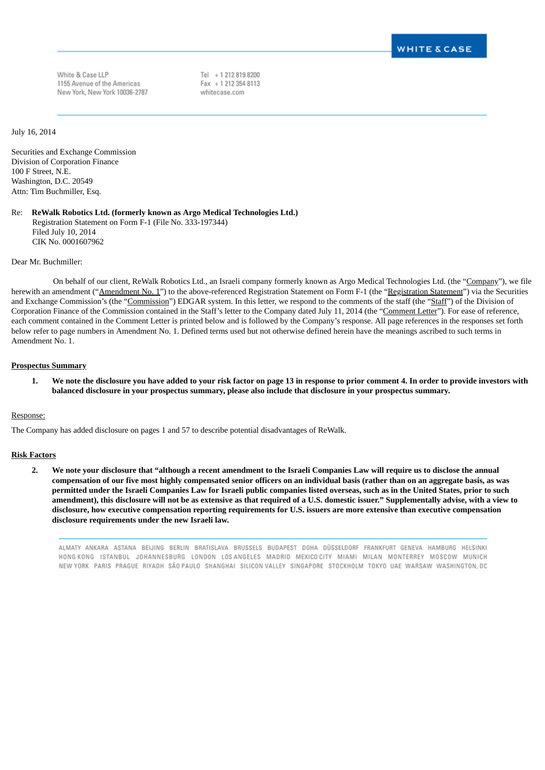WHITE & CASE

White & Case LLP
1155 Avenue of the Americas
New York, New York 10036-2787

Tel + 1 212 819 8200
Fax + 1 212 354 8113
whitecase.com

July 16, 2014

Securities and Exchange Commission
Division of Corporation Finance
100 F Street, N.E.
Washington, D.C. 20549
Attn: Tim Buchmiller, Esq.

Re: **ReWalk Robotics Ltd. (formerly known as Argo Medical Technologies Ltd.)**
Registration Statement on Form F-1 (File No. 333-197344)
Filed July 10, 2014
CIK No. 0001607962

Dear Mr. Buchmiller:

On behalf of our client, ReWalk Robotics Ltd., an Israeli company formerly known as Argo Medical Technologies Ltd. (the "Company"), we file herewith an amendment ("Amendment No. 1") to the above-referenced Registration Statement on Form F-1 (the "Registration Statement") via the Securities and Exchange Commission's (the "Commission") EDGAR system. In this letter, we respond to the comments of the staff (the "Staff") of the Division of Corporation Finance of the Commission contained in the Staff's letter to the Company dated July 11, 2014 (the "Comment Letter"). For ease of reference, each comment contained in the Comment Letter is printed below and is followed by the Company's response. All page references in the responses set forth below refer to page numbers in Amendment No. 1. Defined terms used but not otherwise defined herein have the meanings ascribed to such terms in Amendment No. 1.

**Prospectus Summary**

1. **We note the disclosure you have added to your risk factor on page 13 in response to prior comment 4. In order to provide investors with balanced disclosure in your prospectus summary, please also include that disclosure in your prospectus summary.**

Response:

The Company has added disclosure on pages 1 and 57 to describe potential disadvantages of ReWalk.

**Risk Factors**

2. **We note your disclosure that "although a recent amendment to the Israeli Companies Law will require us to disclose the annual compensation of our five most highly compensated senior officers on an individual basis (rather than on an aggregate basis, as was permitted under the Israeli Companies Law for Israeli public companies listed overseas, such as in the United States, prior to such amendment), this disclosure will not be as extensive as that required of a U.S. domestic issuer." Supplementally advise, with a view to disclosure, how executive compensation reporting requirements for U.S. issuers are more extensive than executive compensation disclosure requirements under the new Israeli law.**

ALMATY ANKARA ASTANA BEIJING BERLIN BRATISLAVA BRUSSELS BUDAPEST DOHA DÜSSELDORF FRANKFURT GENEVA HAMBURG HELSINKI HONG KONG ISTANBUL JOHANNESBURG LONDON LOS ANGELES MADRID MEXICO CITY MIAMI MILAN MONTERREY MOSCOW MUNICH NEW YORK PARIS PRAGUE RIYADH SÃO PAULO SHANGHAI SILICON VALLEY SINGAPORE STOCKHOLM TOKYO UAE WARSAW WASHINGTON, DC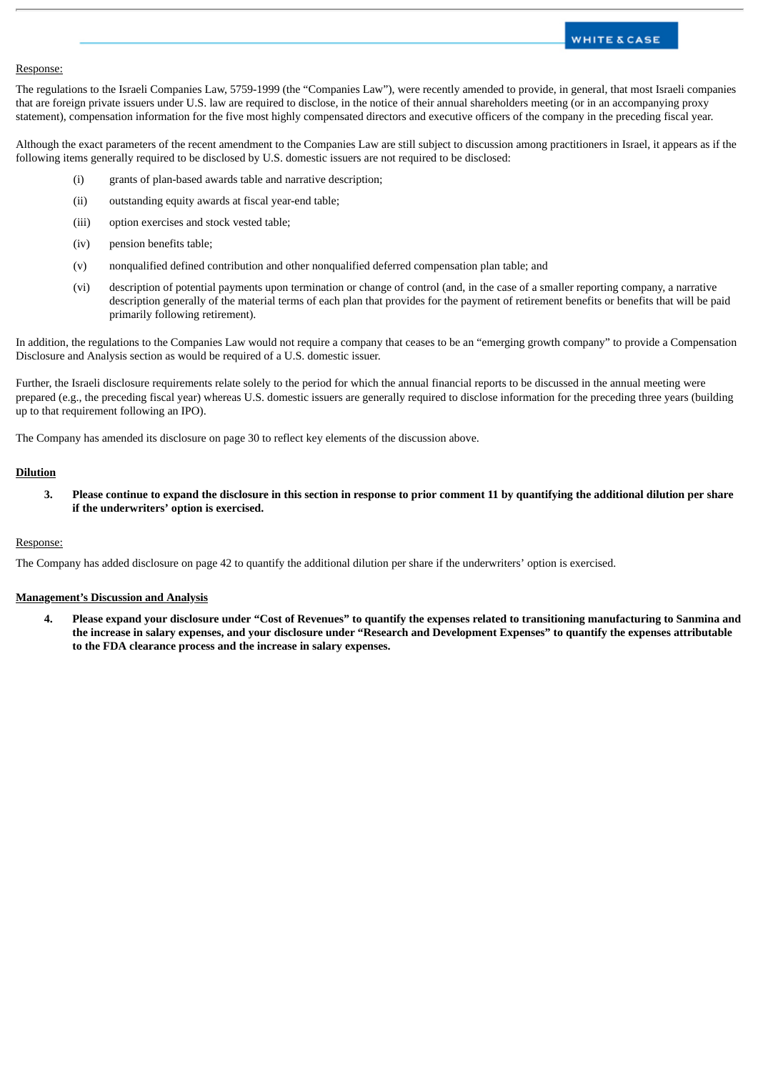Response:

The regulations to the Israeli Companies Law, 5759-1999 (the "Companies Law"), were recently amended to provide, in general, that most Israeli companies that are foreign private issuers under U.S. law are required to disclose, in the notice of their annual shareholders meeting (or in an accompanying proxy statement), compensation information for the five most highly compensated directors and executive officers of the company in the preceding fiscal year.

Although the exact parameters of the recent amendment to the Companies Law are still subject to discussion among practitioners in Israel, it appears as if the following items generally required to be disclosed by U.S. domestic issuers are not required to be disclosed:

(i) grants of plan-based awards table and narrative description;

(ii) outstanding equity awards at fiscal year-end table;

(iii) option exercises and stock vested table;

(iv) pension benefits table;

(v) nonqualified defined contribution and other nonqualified deferred compensation plan table; and

(vi) description of potential payments upon termination or change of control (and, in the case of a smaller reporting company, a narrative description generally of the material terms of each plan that provides for the payment of retirement benefits or benefits that will be paid primarily following retirement).

In addition, the regulations to the Companies Law would not require a company that ceases to be an "emerging growth company" to provide a Compensation Disclosure and Analysis section as would be required of a U.S. domestic issuer.

Further, the Israeli disclosure requirements relate solely to the period for which the annual financial reports to be discussed in the annual meeting were prepared (e.g., the preceding fiscal year) whereas U.S. domestic issuers are generally required to disclose information for the preceding three years (building up to that requirement following an IPO).

The Company has amended its disclosure on page 30 to reflect key elements of the discussion above.

**Dilution**

3. **Please continue to expand the disclosure in this section in response to prior comment 11 by quantifying the additional dilution per share if the underwriters' option is exercised.**

Response:

The Company has added disclosure on page 42 to quantify the additional dilution per share if the underwriters' option is exercised.

**Management's Discussion and Analysis**

4. **Please expand your disclosure under "Cost of Revenues" to quantify the expenses related to transitioning manufacturing to Sanmina and the increase in salary expenses, and your disclosure under "Research and Development Expenses" to quantify the expenses attributable to the FDA clearance process and the increase in salary expenses.**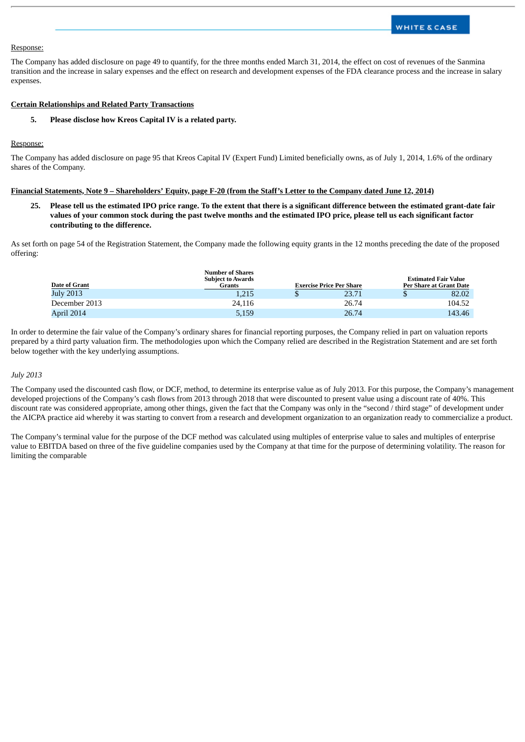Response:

The Company has added disclosure on page 49 to quantify, for the three months ended March 31, 2014, the effect on cost of revenues of the Sanmina transition and the increase in salary expenses and the effect on research and development expenses of the FDA clearance process and the increase in salary expenses.

**Certain Relationships and Related Party Transactions**

5. **Please disclose how Kreos Capital IV is a related party.**

Response:

The Company has added disclosure on page 95 that Kreos Capital IV (Expert Fund) Limited beneficially owns, as of July 1, 2014, 1.6% of the ordinary shares of the Company.

**Financial Statements, Note 9 – Shareholders' Equity, page F-20 (from the Staff's Letter to the Company dated June 12, 2014)**

25. **Please tell us the estimated IPO price range. To the extent that there is a significant difference between the estimated grant-date fair values of your common stock during the past twelve months and the estimated IPO price, please tell us each significant factor contributing to the difference.**

As set forth on page 54 of the Registration Statement, the Company made the following equity grants in the 12 months preceding the date of the proposed offering:

| Date of Grant | Number of Shares Subject to Awards Grants | Exercise Price Per Share | Estimated Fair Value Per Share at Grant Date |
|---|---|---|---|
| July 2013 | 1,215 | $ 23.71 | $ 82.02 |
| December 2013 | 24,116 | 26.74 | 104.52 |
| April 2014 | 5,159 | 26.74 | 143.46 |

In order to determine the fair value of the Company's ordinary shares for financial reporting purposes, the Company relied in part on valuation reports prepared by a third party valuation firm. The methodologies upon which the Company relied are described in the Registration Statement and are set forth below together with the key underlying assumptions.

*July 2013*

The Company used the discounted cash flow, or DCF, method, to determine its enterprise value as of July 2013. For this purpose, the Company's management developed projections of the Company's cash flows from 2013 through 2018 that were discounted to present value using a discount rate of 40%. This discount rate was considered appropriate, among other things, given the fact that the Company was only in the "second / third stage" of development under the AICPA practice aid whereby it was starting to convert from a research and development organization to an organization ready to commercialize a product.

The Company's terminal value for the purpose of the DCF method was calculated using multiples of enterprise value to sales and multiples of enterprise value to EBITDA based on three of the five guideline companies used by the Company at that time for the purpose of determining volatility. The reason for limiting the comparable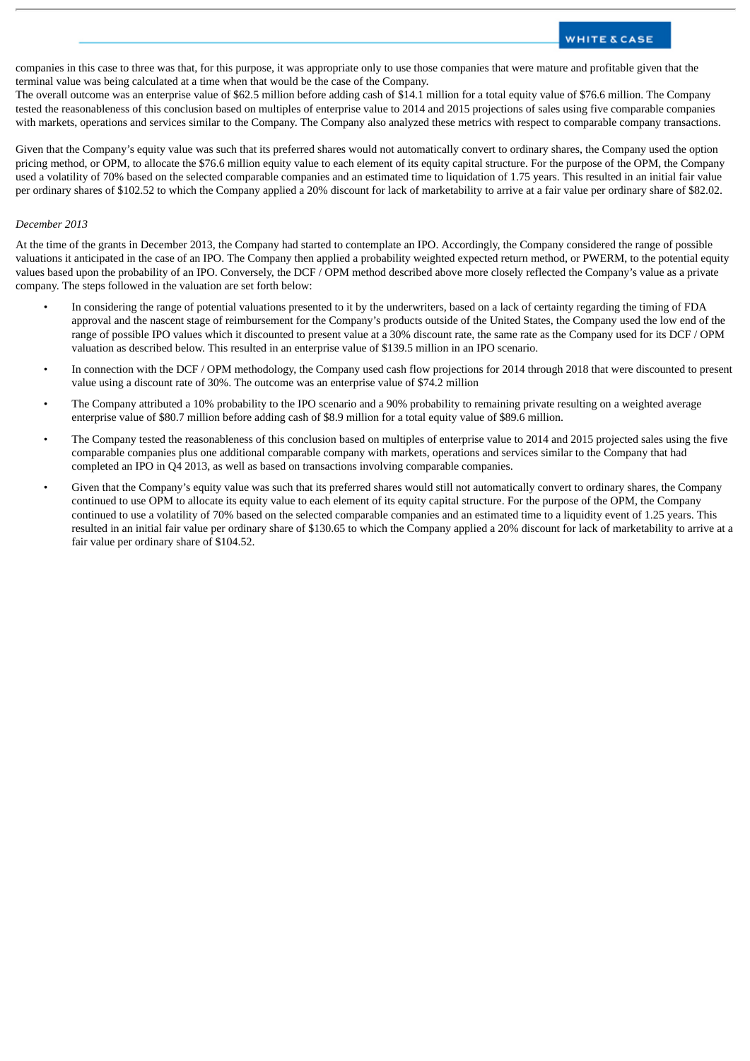companies in this case to three was that, for this purpose, it was appropriate only to use those companies that were mature and profitable given that the terminal value was being calculated at a time when that would be the case of the Company.

The overall outcome was an enterprise value of $62.5 million before adding cash of $14.1 million for a total equity value of $76.6 million. The Company tested the reasonableness of this conclusion based on multiples of enterprise value to 2014 and 2015 projections of sales using five comparable companies with markets, operations and services similar to the Company. The Company also analyzed these metrics with respect to comparable company transactions.

Given that the Company's equity value was such that its preferred shares would not automatically convert to ordinary shares, the Company used the option pricing method, or OPM, to allocate the $76.6 million equity value to each element of its equity capital structure. For the purpose of the OPM, the Company used a volatility of 70% based on the selected comparable companies and an estimated time to liquidation of 1.75 years. This resulted in an initial fair value per ordinary shares of $102.52 to which the Company applied a 20% discount for lack of marketability to arrive at a fair value per ordinary share of $82.02.

*December 2013*

At the time of the grants in December 2013, the Company had started to contemplate an IPO. Accordingly, the Company considered the range of possible valuations it anticipated in the case of an IPO. The Company then applied a probability weighted expected return method, or PWERM, to the potential equity values based upon the probability of an IPO. Conversely, the DCF / OPM method described above more closely reflected the Company's value as a private company. The steps followed in the valuation are set forth below:

- In considering the range of potential valuations presented to it by the underwriters, based on a lack of certainty regarding the timing of FDA approval and the nascent stage of reimbursement for the Company's products outside of the United States, the Company used the low end of the range of possible IPO values which it discounted to present value at a 30% discount rate, the same rate as the Company used for its DCF / OPM valuation as described below. This resulted in an enterprise value of $139.5 million in an IPO scenario.
- In connection with the DCF / OPM methodology, the Company used cash flow projections for 2014 through 2018 that were discounted to present value using a discount rate of 30%. The outcome was an enterprise value of $74.2 million
- The Company attributed a 10% probability to the IPO scenario and a 90% probability to remaining private resulting on a weighted average enterprise value of $80.7 million before adding cash of $8.9 million for a total equity value of $89.6 million.
- The Company tested the reasonableness of this conclusion based on multiples of enterprise value to 2014 and 2015 projected sales using the five comparable companies plus one additional comparable company with markets, operations and services similar to the Company that had completed an IPO in Q4 2013, as well as based on transactions involving comparable companies.
- Given that the Company's equity value was such that its preferred shares would still not automatically convert to ordinary shares, the Company continued to use OPM to allocate its equity value to each element of its equity capital structure. For the purpose of the OPM, the Company continued to use a volatility of 70% based on the selected comparable companies and an estimated time to a liquidity event of 1.25 years. This resulted in an initial fair value per ordinary share of $130.65 to which the Company applied a 20% discount for lack of marketability to arrive at a fair value per ordinary share of $104.52.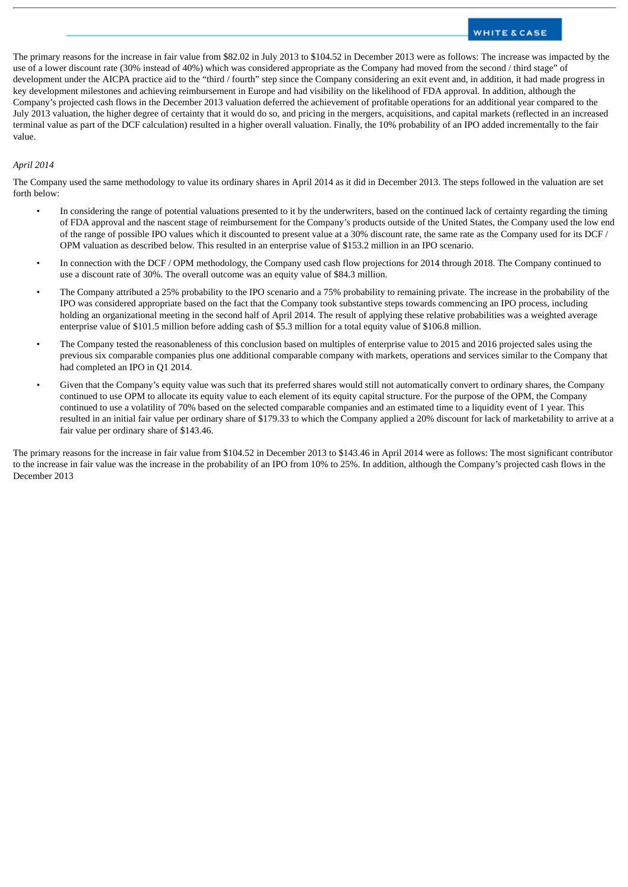The primary reasons for the increase in fair value from $82.02 in July 2013 to $104.52 in December 2013 were as follows: The increase was impacted by the use of a lower discount rate (30% instead of 40%) which was considered appropriate as the Company had moved from the second / third stage" of development under the AICPA practice aid to the "third / fourth" step since the Company considering an exit event and, in addition, it had made progress in key development milestones and achieving reimbursement in Europe and had visibility on the likelihood of FDA approval. In addition, although the Company's projected cash flows in the December 2013 valuation deferred the achievement of profitable operations for an additional year compared to the July 2013 valuation, the higher degree of certainty that it would do so, and pricing in the mergers, acquisitions, and capital markets (reflected in an increased terminal value as part of the DCF calculation) resulted in a higher overall valuation. Finally, the 10% probability of an IPO added incrementally to the fair value.

*April 2014*

The Company used the same methodology to value its ordinary shares in April 2014 as it did in December 2013. The steps followed in the valuation are set forth below:

- In considering the range of potential valuations presented to it by the underwriters, based on the continued lack of certainty regarding the timing of FDA approval and the nascent stage of reimbursement for the Company's products outside of the United States, the Company used the low end of the range of possible IPO values which it discounted to present value at a 30% discount rate, the same rate as the Company used for its DCF / OPM valuation as described below. This resulted in an enterprise value of $153.2 million in an IPO scenario.
- In connection with the DCF / OPM methodology, the Company used cash flow projections for 2014 through 2018. The Company continued to use a discount rate of 30%. The overall outcome was an equity value of $84.3 million.
- The Company attributed a 25% probability to the IPO scenario and a 75% probability to remaining private. The increase in the probability of the IPO was considered appropriate based on the fact that the Company took substantive steps towards commencing an IPO process, including holding an organizational meeting in the second half of April 2014. The result of applying these relative probabilities was a weighted average enterprise value of $101.5 million before adding cash of $5.3 million for a total equity value of $106.8 million.
- The Company tested the reasonableness of this conclusion based on multiples of enterprise value to 2015 and 2016 projected sales using the previous six comparable companies plus one additional comparable company with markets, operations and services similar to the Company that had completed an IPO in Q1 2014.
- Given that the Company's equity value was such that its preferred shares would still not automatically convert to ordinary shares, the Company continued to use OPM to allocate its equity value to each element of its equity capital structure. For the purpose of the OPM, the Company continued to use a volatility of 70% based on the selected comparable companies and an estimated time to a liquidity event of 1 year. This resulted in an initial fair value per ordinary share of $179.33 to which the Company applied a 20% discount for lack of marketability to arrive at a fair value per ordinary share of $143.46.

The primary reasons for the increase in fair value from $104.52 in December 2013 to $143.46 in April 2014 were as follows: The most significant contributor to the increase in fair value was the increase in the probability of an IPO from 10% to 25%. In addition, although the Company's projected cash flows in the December 2013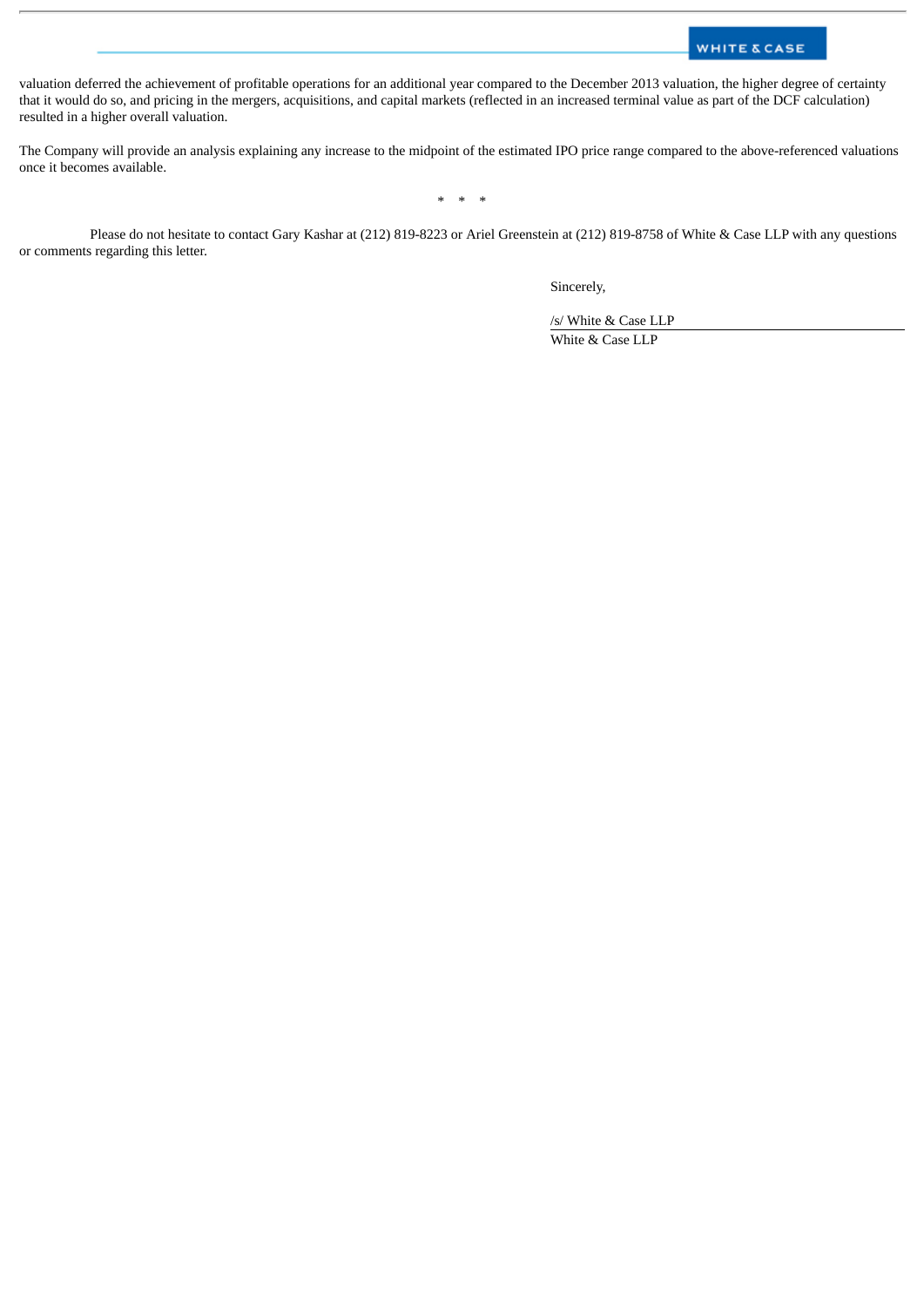valuation deferred the achievement of profitable operations for an additional year compared to the December 2013 valuation, the higher degree of certainty that it would do so, and pricing in the mergers, acquisitions, and capital markets (reflected in an increased terminal value as part of the DCF calculation) resulted in a higher overall valuation.

The Company will provide an analysis explaining any increase to the midpoint of the estimated IPO price range compared to the above-referenced valuations once it becomes available.

\* \* \*

Please do not hesitate to contact Gary Kashar at (212) 819-8223 or Ariel Greenstein at (212) 819-8758 of White & Case LLP with any questions or comments regarding this letter.

Sincerely,

/s/ White & Case LLP

White & Case LLP